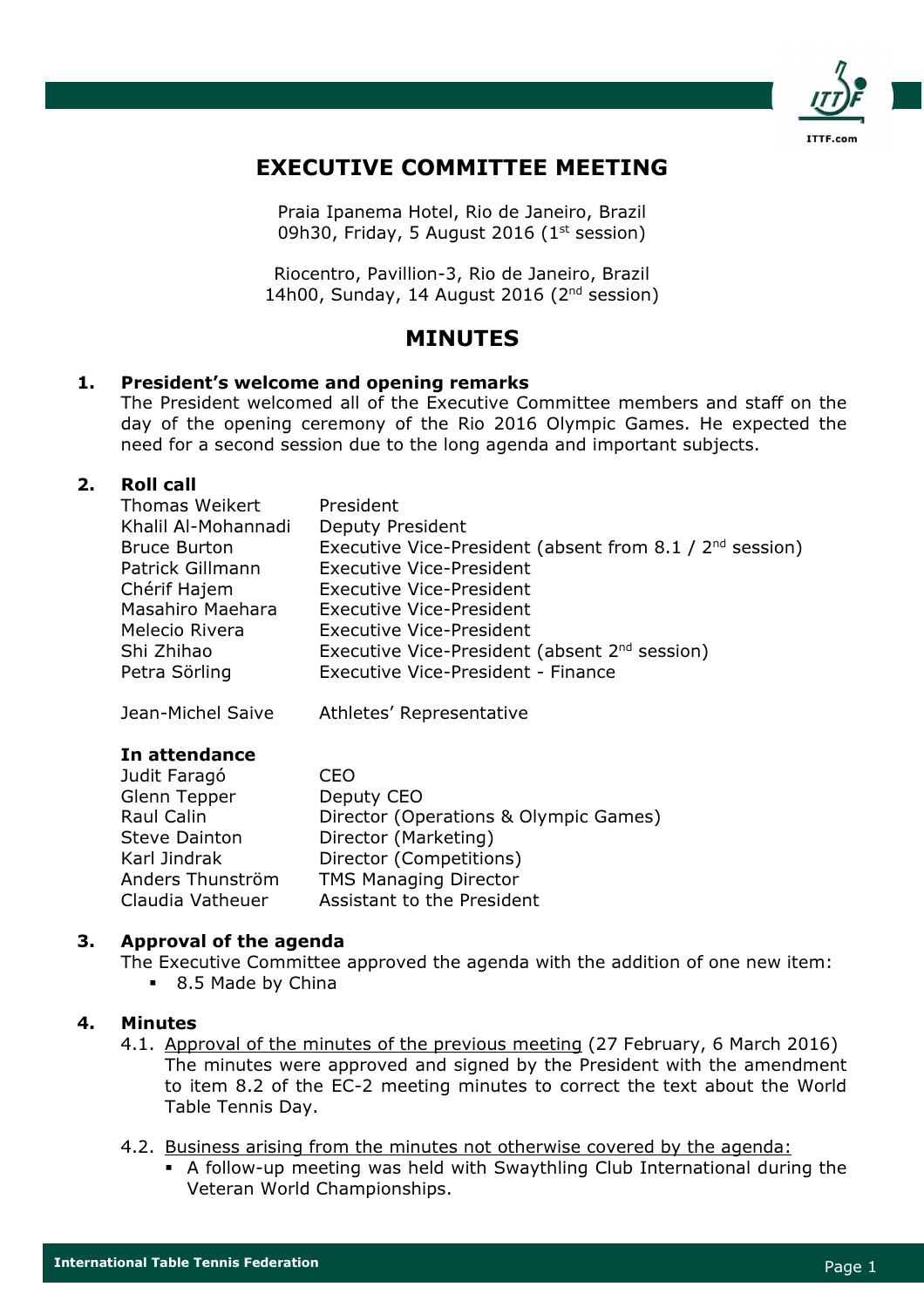# EXECUTIVE COMMITTEE MEETING

Praia Ipanema Hotel, Rio de Janeiro, Brazil
09h30, Friday, 5 August 2016 (1st session)

Riocentro, Pavillion-3, Rio de Janeiro, Brazil
14h00, Sunday, 14 August 2016 (2nd session)

# MINUTES

## 1. President's welcome and opening remarks

The President welcomed all of the Executive Committee members and staff on the day of the opening ceremony of the Rio 2016 Olympic Games. He expected the need for a second session due to the long agenda and important subjects.

## 2. Roll call

| | |
|---|---|
| Thomas Weikert | President |
| Khalil Al-Mohannadi | Deputy President |
| Bruce Burton | Executive Vice-President (absent from 8.1 / 2nd session) |
| Patrick Gillmann | Executive Vice-President |
| Chérif Hajem | Executive Vice-President |
| Masahiro Maehara | Executive Vice-President |
| Melecio Rivera | Executive Vice-President |
| Shi Zhihao | Executive Vice-President (absent 2nd session) |
| Petra Sörling | Executive Vice-President - Finance |
| | |
| Jean-Michel Saive | Athletes' Representative |

**In attendance**

| | |
|---|---|
| Judit Faragó | CEO |
| Glenn Tepper | Deputy CEO |
| Raul Calin | Director (Operations & Olympic Games) |
| Steve Dainton | Director (Marketing) |
| Karl Jindrak | Director (Competitions) |
| Anders Thunström | TMS Managing Director |
| Claudia Vatheuer | Assistant to the President |

## 3. Approval of the agenda

The Executive Committee approved the agenda with the addition of one new item:

- 8.5 Made by China

## 4. Minutes

4.1. Approval of the minutes of the previous meeting (27 February, 6 March 2016)
The minutes were approved and signed by the President with the amendment to item 8.2 of the EC-2 meeting minutes to correct the text about the World Table Tennis Day.

4.2. Business arising from the minutes not otherwise covered by the agenda:

- A follow-up meeting was held with Swaythling Club International during the Veteran World Championships.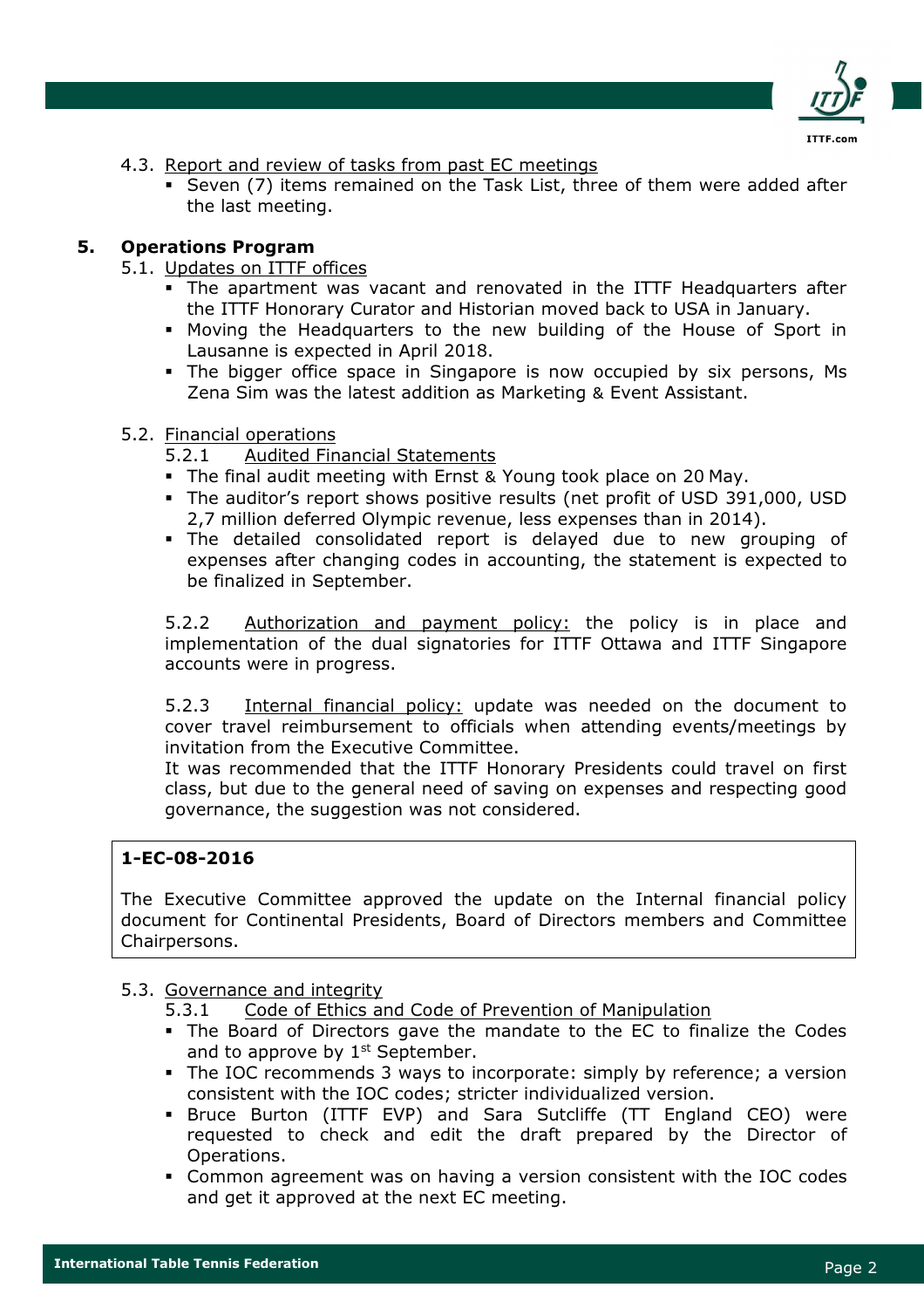4.3. Report and review of tasks from past EC meetings

- Seven (7) items remained on the Task List, three of them were added after the last meeting.

## 5. Operations Program

5.1. Updates on ITTF offices

- The apartment was vacant and renovated in the ITTF Headquarters after the ITTF Honorary Curator and Historian moved back to USA in January.
- Moving the Headquarters to the new building of the House of Sport in Lausanne is expected in April 2018.
- The bigger office space in Singapore is now occupied by six persons, Ms Zena Sim was the latest addition as Marketing & Event Assistant.

5.2. Financial operations

5.2.1 Audited Financial Statements

- The final audit meeting with Ernst & Young took place on 20 May.
- The auditor's report shows positive results (net profit of USD 391,000, USD 2,7 million deferred Olympic revenue, less expenses than in 2014).
- The detailed consolidated report is delayed due to new grouping of expenses after changing codes in accounting, the statement is expected to be finalized in September.

5.2.2 Authorization and payment policy: the policy is in place and implementation of the dual signatories for ITTF Ottawa and ITTF Singapore accounts were in progress.

5.2.3 Internal financial policy: update was needed on the document to cover travel reimbursement to officials when attending events/meetings by invitation from the Executive Committee.
It was recommended that the ITTF Honorary Presidents could travel on first class, but due to the general need of saving on expenses and respecting good governance, the suggestion was not considered.

**1-EC-08-2016**

The Executive Committee approved the update on the Internal financial policy document for Continental Presidents, Board of Directors members and Committee Chairpersons.

5.3. Governance and integrity

5.3.1 Code of Ethics and Code of Prevention of Manipulation

- The Board of Directors gave the mandate to the EC to finalize the Codes and to approve by 1st September.
- The IOC recommends 3 ways to incorporate: simply by reference; a version consistent with the IOC codes; stricter individualized version.
- Bruce Burton (ITTF EVP) and Sara Sutcliffe (TT England CEO) were requested to check and edit the draft prepared by the Director of Operations.
- Common agreement was on having a version consistent with the IOC codes and get it approved at the next EC meeting.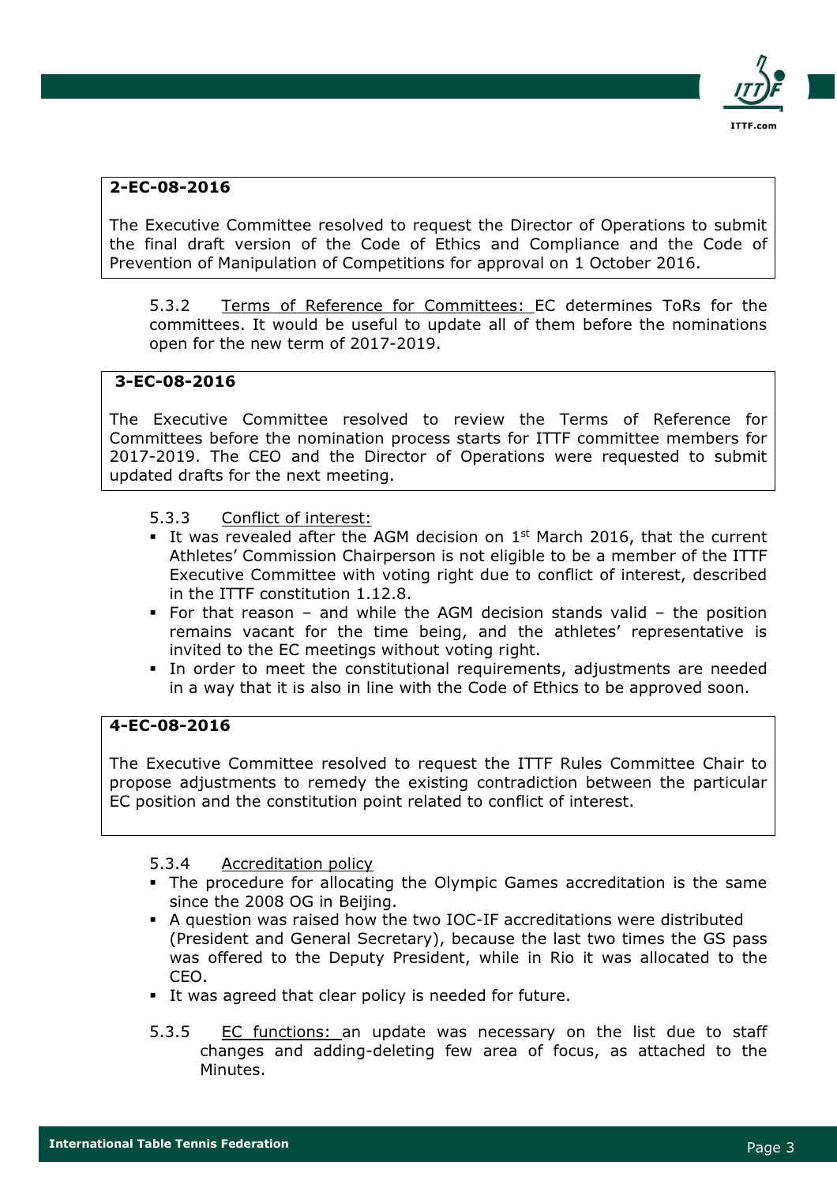**2-EC-08-2016**

The Executive Committee resolved to request the Director of Operations to submit the final draft version of the Code of Ethics and Compliance and the Code of Prevention of Manipulation of Competitions for approval on 1 October 2016.

5.3.2 Terms of Reference for Committees: EC determines ToRs for the committees. It would be useful to update all of them before the nominations open for the new term of 2017-2019.

**3-EC-08-2016**

The Executive Committee resolved to review the Terms of Reference for Committees before the nomination process starts for ITTF committee members for 2017-2019. The CEO and the Director of Operations were requested to submit updated drafts for the next meeting.

5.3.3 Conflict of interest:

- It was revealed after the AGM decision on 1st March 2016, that the current Athletes' Commission Chairperson is not eligible to be a member of the ITTF Executive Committee with voting right due to conflict of interest, described in the ITTF constitution 1.12.8.
- For that reason – and while the AGM decision stands valid – the position remains vacant for the time being, and the athletes' representative is invited to the EC meetings without voting right.
- In order to meet the constitutional requirements, adjustments are needed in a way that it is also in line with the Code of Ethics to be approved soon.

**4-EC-08-2016**

The Executive Committee resolved to request the ITTF Rules Committee Chair to propose adjustments to remedy the existing contradiction between the particular EC position and the constitution point related to conflict of interest.

5.3.4 Accreditation policy

- The procedure for allocating the Olympic Games accreditation is the same since the 2008 OG in Beijing.
- A question was raised how the two IOC-IF accreditations were distributed (President and General Secretary), because the last two times the GS pass was offered to the Deputy President, while in Rio it was allocated to the CEO.
- It was agreed that clear policy is needed for future.

5.3.5 EC functions: an update was necessary on the list due to staff changes and adding-deleting few area of focus, as attached to the Minutes.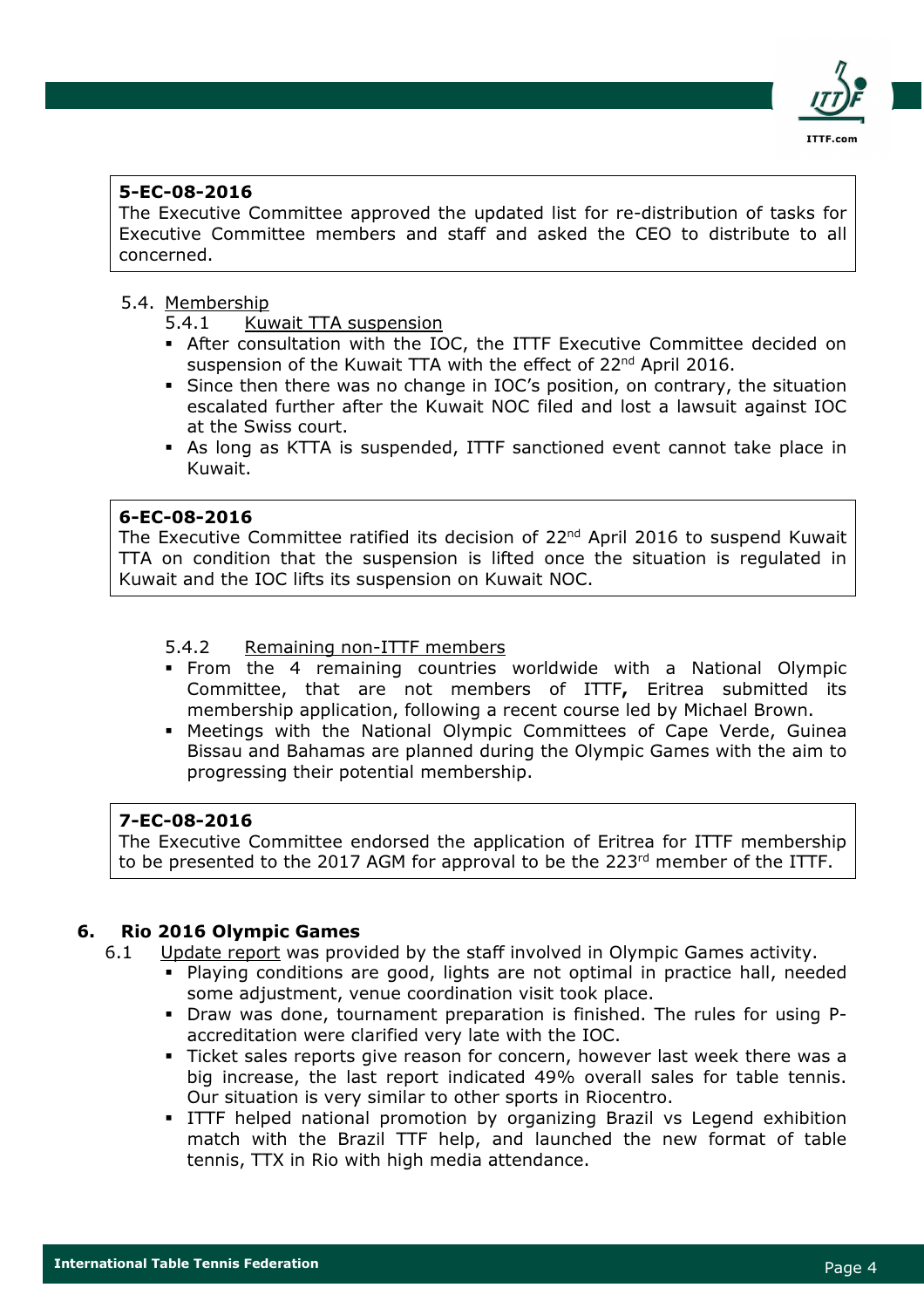**5-EC-08-2016**
The Executive Committee approved the updated list for re-distribution of tasks for Executive Committee members and staff and asked the CEO to distribute to all concerned.

5.4. Membership

5.4.1 Kuwait TTA suspension

- After consultation with the IOC, the ITTF Executive Committee decided on suspension of the Kuwait TTA with the effect of 22nd April 2016.
- Since then there was no change in IOC's position, on contrary, the situation escalated further after the Kuwait NOC filed and lost a lawsuit against IOC at the Swiss court.
- As long as KTTA is suspended, ITTF sanctioned event cannot take place in Kuwait.

**6-EC-08-2016**
The Executive Committee ratified its decision of 22nd April 2016 to suspend Kuwait TTA on condition that the suspension is lifted once the situation is regulated in Kuwait and the IOC lifts its suspension on Kuwait NOC.

5.4.2 Remaining non-ITTF members

- From the 4 remaining countries worldwide with a National Olympic Committee, that are not members of ITTF**,** Eritrea submitted its membership application, following a recent course led by Michael Brown.
- Meetings with the National Olympic Committees of Cape Verde, Guinea Bissau and Bahamas are planned during the Olympic Games with the aim to progressing their potential membership.

**7-EC-08-2016**
The Executive Committee endorsed the application of Eritrea for ITTF membership to be presented to the 2017 AGM for approval to be the 223rd member of the ITTF.

## 6. Rio 2016 Olympic Games

6.1 Update report was provided by the staff involved in Olympic Games activity.

- Playing conditions are good, lights are not optimal in practice hall, needed some adjustment, venue coordination visit took place.
- Draw was done, tournament preparation is finished. The rules for using P-accreditation were clarified very late with the IOC.
- Ticket sales reports give reason for concern, however last week there was a big increase, the last report indicated 49% overall sales for table tennis. Our situation is very similar to other sports in Riocentro.
- ITTF helped national promotion by organizing Brazil vs Legend exhibition match with the Brazil TTF help, and launched the new format of table tennis, TTX in Rio with high media attendance.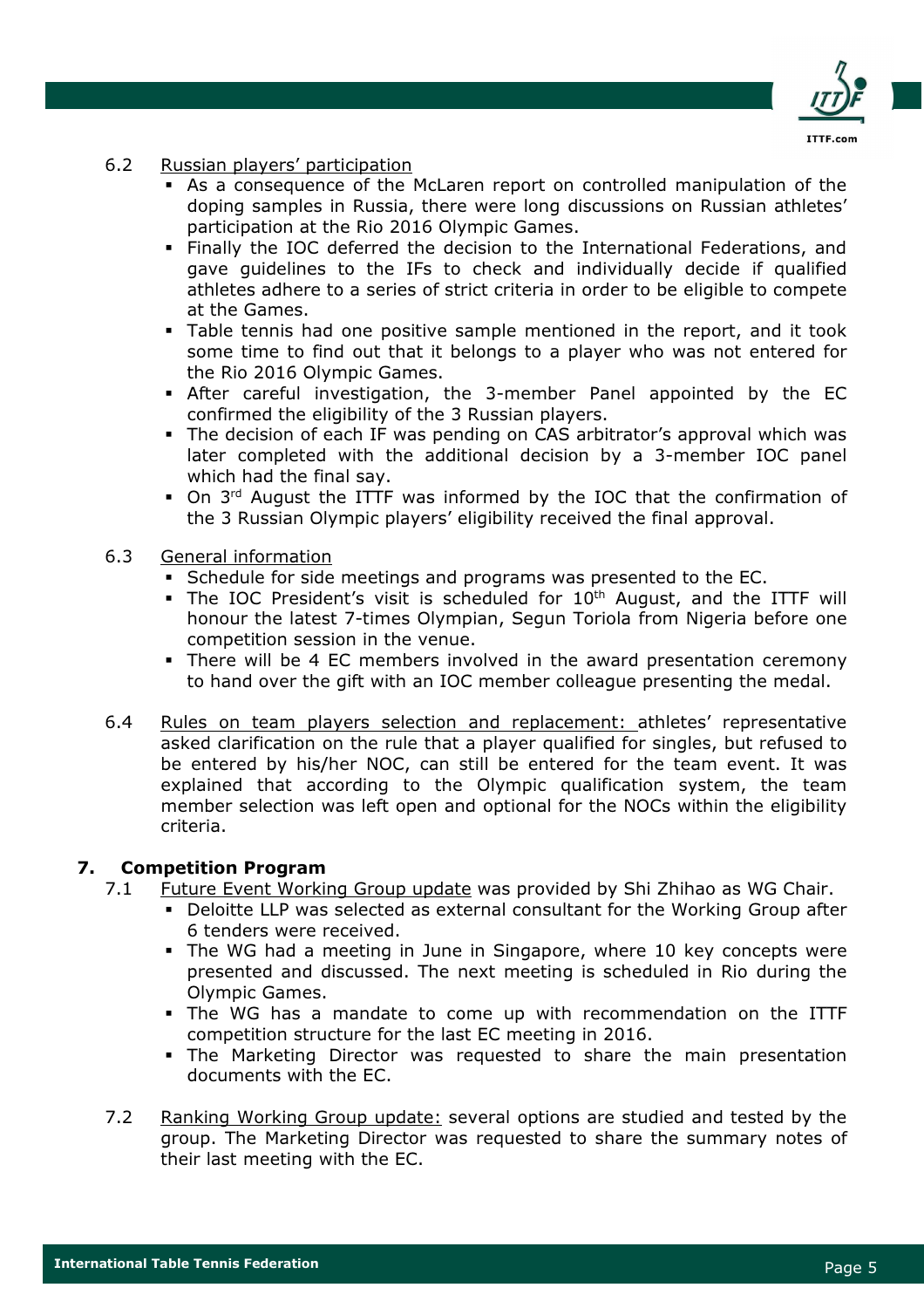6.2 Russian players' participation

- As a consequence of the McLaren report on controlled manipulation of the doping samples in Russia, there were long discussions on Russian athletes' participation at the Rio 2016 Olympic Games.
- Finally the IOC deferred the decision to the International Federations, and gave guidelines to the IFs to check and individually decide if qualified athletes adhere to a series of strict criteria in order to be eligible to compete at the Games.
- Table tennis had one positive sample mentioned in the report, and it took some time to find out that it belongs to a player who was not entered for the Rio 2016 Olympic Games.
- After careful investigation, the 3-member Panel appointed by the EC confirmed the eligibility of the 3 Russian players.
- The decision of each IF was pending on CAS arbitrator's approval which was later completed with the additional decision by a 3-member IOC panel which had the final say.
- On 3rd August the ITTF was informed by the IOC that the confirmation of the 3 Russian Olympic players' eligibility received the final approval.

6.3 General information

- Schedule for side meetings and programs was presented to the EC.
- The IOC President's visit is scheduled for 10th August, and the ITTF will honour the latest 7-times Olympian, Segun Toriola from Nigeria before one competition session in the venue.
- There will be 4 EC members involved in the award presentation ceremony to hand over the gift with an IOC member colleague presenting the medal.

6.4 Rules on team players selection and replacement: athletes' representative asked clarification on the rule that a player qualified for singles, but refused to be entered by his/her NOC, can still be entered for the team event. It was explained that according to the Olympic qualification system, the team member selection was left open and optional for the NOCs within the eligibility criteria.

## 7. Competition Program

7.1 Future Event Working Group update was provided by Shi Zhihao as WG Chair.

- Deloitte LLP was selected as external consultant for the Working Group after 6 tenders were received.
- The WG had a meeting in June in Singapore, where 10 key concepts were presented and discussed. The next meeting is scheduled in Rio during the Olympic Games.
- The WG has a mandate to come up with recommendation on the ITTF competition structure for the last EC meeting in 2016.
- The Marketing Director was requested to share the main presentation documents with the EC.

7.2 Ranking Working Group update: several options are studied and tested by the group. The Marketing Director was requested to share the summary notes of their last meeting with the EC.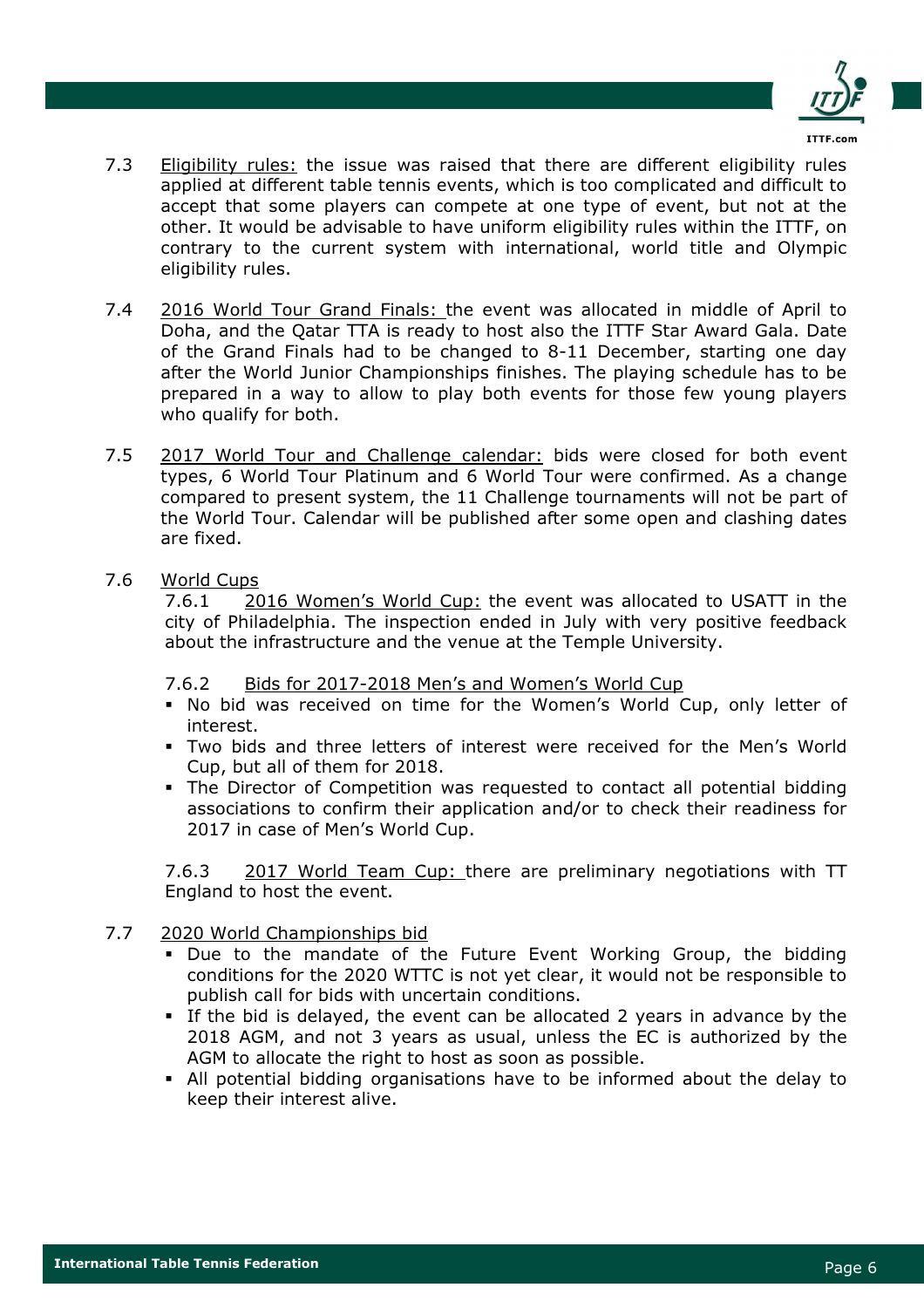7.3 Eligibility rules: the issue was raised that there are different eligibility rules applied at different table tennis events, which is too complicated and difficult to accept that some players can compete at one type of event, but not at the other. It would be advisable to have uniform eligibility rules within the ITTF, on contrary to the current system with international, world title and Olympic eligibility rules.

7.4 2016 World Tour Grand Finals: the event was allocated in middle of April to Doha, and the Qatar TTA is ready to host also the ITTF Star Award Gala. Date of the Grand Finals had to be changed to 8-11 December, starting one day after the World Junior Championships finishes. The playing schedule has to be prepared in a way to allow to play both events for those few young players who qualify for both.

7.5 2017 World Tour and Challenge calendar: bids were closed for both event types, 6 World Tour Platinum and 6 World Tour were confirmed. As a change compared to present system, the 11 Challenge tournaments will not be part of the World Tour. Calendar will be published after some open and clashing dates are fixed.

7.6 World Cups

7.6.1 2016 Women's World Cup: the event was allocated to USATT in the city of Philadelphia. The inspection ended in July with very positive feedback about the infrastructure and the venue at the Temple University.

7.6.2 Bids for 2017-2018 Men's and Women's World Cup

- No bid was received on time for the Women's World Cup, only letter of interest.
- Two bids and three letters of interest were received for the Men's World Cup, but all of them for 2018.
- The Director of Competition was requested to contact all potential bidding associations to confirm their application and/or to check their readiness for 2017 in case of Men's World Cup.

7.6.3 2017 World Team Cup: there are preliminary negotiations with TT England to host the event.

7.7 2020 World Championships bid

- Due to the mandate of the Future Event Working Group, the bidding conditions for the 2020 WTTC is not yet clear, it would not be responsible to publish call for bids with uncertain conditions.
- If the bid is delayed, the event can be allocated 2 years in advance by the 2018 AGM, and not 3 years as usual, unless the EC is authorized by the AGM to allocate the right to host as soon as possible.
- All potential bidding organisations have to be informed about the delay to keep their interest alive.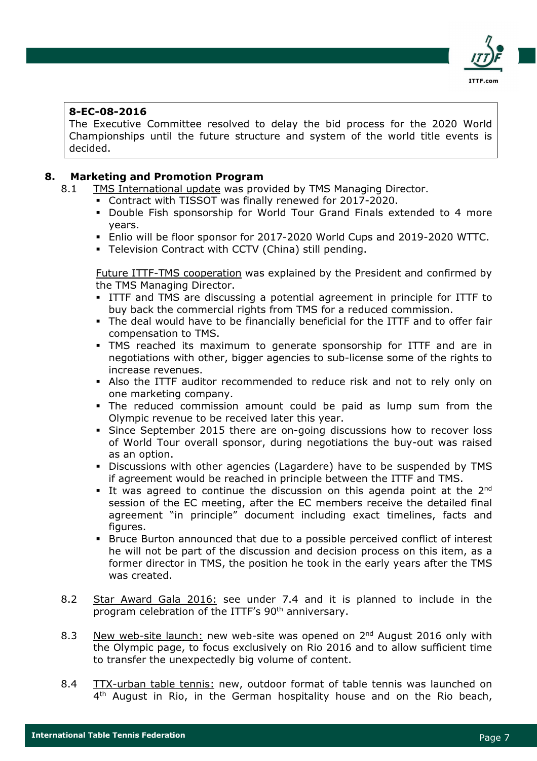**8-EC-08-2016**
The Executive Committee resolved to delay the bid process for the 2020 World Championships until the future structure and system of the world title events is decided.

## 8. Marketing and Promotion Program

8.1 TMS International update was provided by TMS Managing Director.

- Contract with TISSOT was finally renewed for 2017-2020.
- Double Fish sponsorship for World Tour Grand Finals extended to 4 more years.
- Enlio will be floor sponsor for 2017-2020 World Cups and 2019-2020 WTTC.
- Television Contract with CCTV (China) still pending.

Future ITTF-TMS cooperation was explained by the President and confirmed by the TMS Managing Director.

- ITTF and TMS are discussing a potential agreement in principle for ITTF to buy back the commercial rights from TMS for a reduced commission.
- The deal would have to be financially beneficial for the ITTF and to offer fair compensation to TMS.
- TMS reached its maximum to generate sponsorship for ITTF and are in negotiations with other, bigger agencies to sub-license some of the rights to increase revenues.
- Also the ITTF auditor recommended to reduce risk and not to rely only on one marketing company.
- The reduced commission amount could be paid as lump sum from the Olympic revenue to be received later this year.
- Since September 2015 there are on-going discussions how to recover loss of World Tour overall sponsor, during negotiations the buy-out was raised as an option.
- Discussions with other agencies (Lagardere) have to be suspended by TMS if agreement would be reached in principle between the ITTF and TMS.
- It was agreed to continue the discussion on this agenda point at the 2nd session of the EC meeting, after the EC members receive the detailed final agreement "in principle" document including exact timelines, facts and figures.
- Bruce Burton announced that due to a possible perceived conflict of interest he will not be part of the discussion and decision process on this item, as a former director in TMS, the position he took in the early years after the TMS was created.

8.2 Star Award Gala 2016: see under 7.4 and it is planned to include in the program celebration of the ITTF's 90th anniversary.

8.3 New web-site launch: new web-site was opened on 2nd August 2016 only with the Olympic page, to focus exclusively on Rio 2016 and to allow sufficient time to transfer the unexpectedly big volume of content.

8.4 TTX-urban table tennis: new, outdoor format of table tennis was launched on 4th August in Rio, in the German hospitality house and on the Rio beach,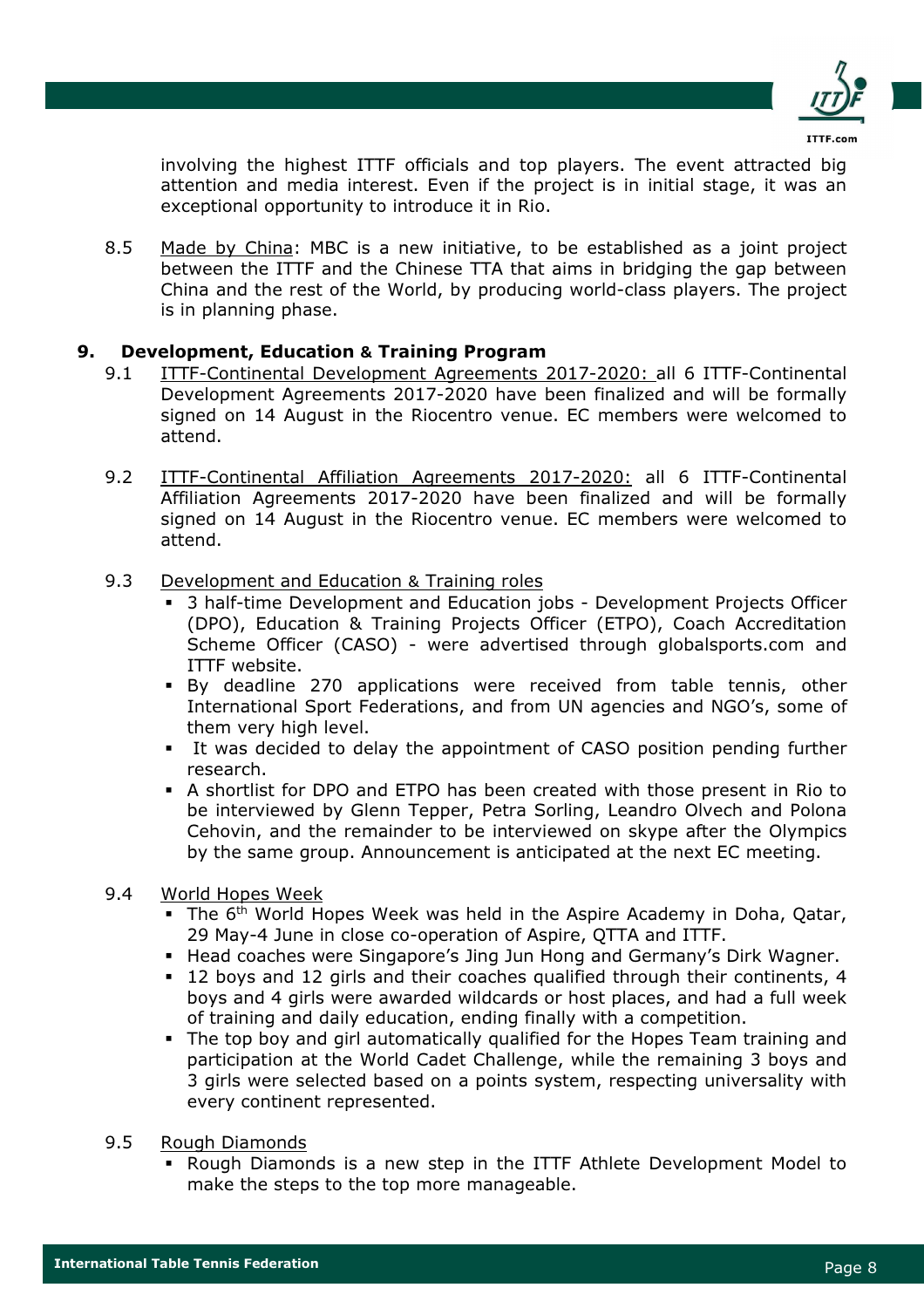involving the highest ITTF officials and top players. The event attracted big attention and media interest. Even if the project is in initial stage, it was an exceptional opportunity to introduce it in Rio.

8.5 Made by China: MBC is a new initiative, to be established as a joint project between the ITTF and the Chinese TTA that aims in bridging the gap between China and the rest of the World, by producing world-class players. The project is in planning phase.

## 9. Development, Education & Training Program

9.1 ITTF-Continental Development Agreements 2017-2020: all 6 ITTF-Continental Development Agreements 2017-2020 have been finalized and will be formally signed on 14 August in the Riocentro venue. EC members were welcomed to attend.

9.2 ITTF-Continental Affiliation Agreements 2017-2020: all 6 ITTF-Continental Affiliation Agreements 2017-2020 have been finalized and will be formally signed on 14 August in the Riocentro venue. EC members were welcomed to attend.

9.3 Development and Education & Training roles

- 3 half-time Development and Education jobs - Development Projects Officer (DPO), Education & Training Projects Officer (ETPO), Coach Accreditation Scheme Officer (CASO) - were advertised through globalsports.com and ITTF website.
- By deadline 270 applications were received from table tennis, other International Sport Federations, and from UN agencies and NGO's, some of them very high level.
- It was decided to delay the appointment of CASO position pending further research.
- A shortlist for DPO and ETPO has been created with those present in Rio to be interviewed by Glenn Tepper, Petra Sorling, Leandro Olvech and Polona Cehovin, and the remainder to be interviewed on skype after the Olympics by the same group. Announcement is anticipated at the next EC meeting.

9.4 World Hopes Week

- The 6th World Hopes Week was held in the Aspire Academy in Doha, Qatar, 29 May-4 June in close co-operation of Aspire, QTTA and ITTF.
- Head coaches were Singapore's Jing Jun Hong and Germany's Dirk Wagner.
- 12 boys and 12 girls and their coaches qualified through their continents, 4 boys and 4 girls were awarded wildcards or host places, and had a full week of training and daily education, ending finally with a competition.
- The top boy and girl automatically qualified for the Hopes Team training and participation at the World Cadet Challenge, while the remaining 3 boys and 3 girls were selected based on a points system, respecting universality with every continent represented.

9.5 Rough Diamonds

- Rough Diamonds is a new step in the ITTF Athlete Development Model to make the steps to the top more manageable.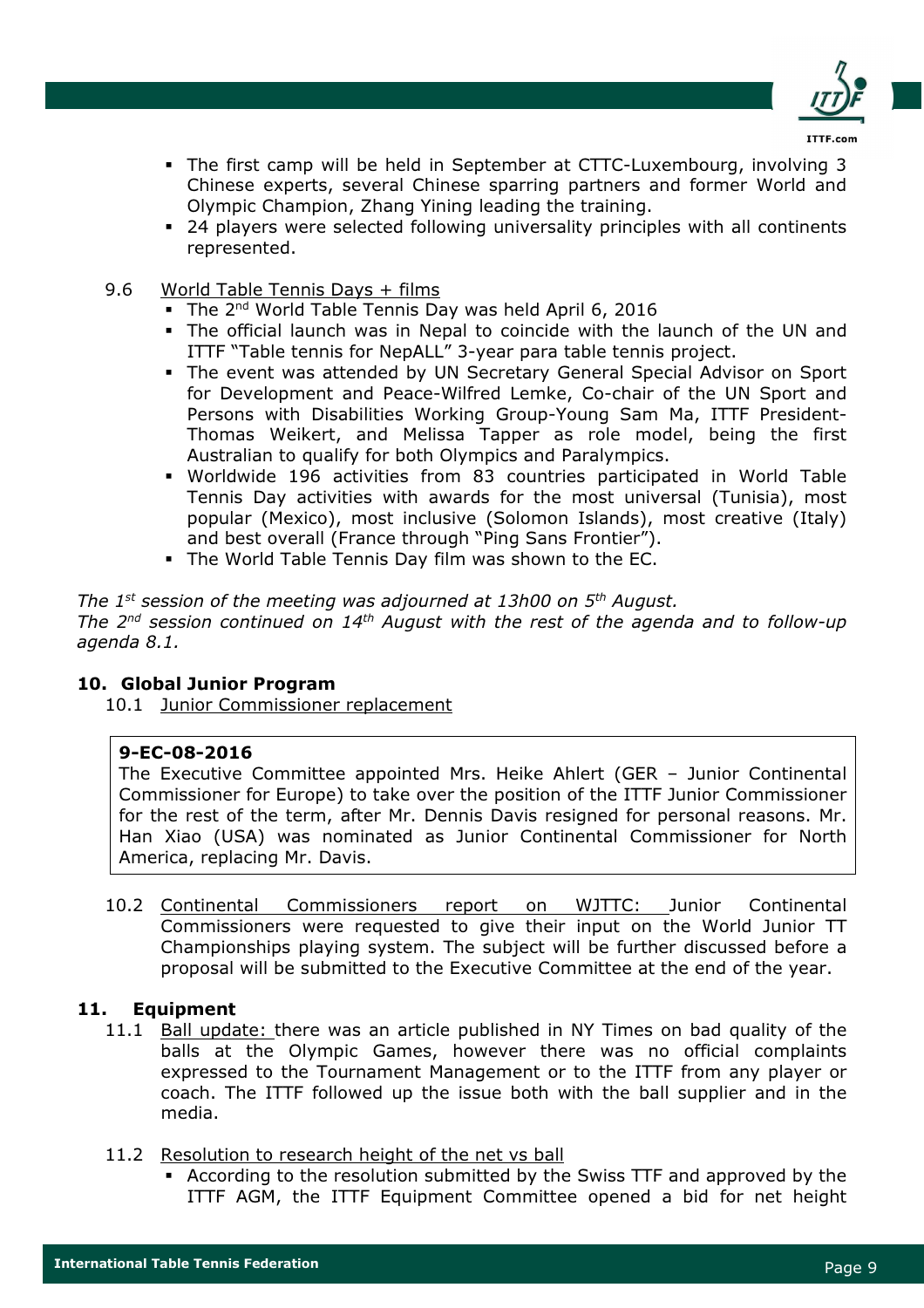- The first camp will be held in September at CTTC-Luxembourg, involving 3 Chinese experts, several Chinese sparring partners and former World and Olympic Champion, Zhang Yining leading the training.
- 24 players were selected following universality principles with all continents represented.

9.6 World Table Tennis Days + films

- The 2nd World Table Tennis Day was held April 6, 2016
- The official launch was in Nepal to coincide with the launch of the UN and ITTF "Table tennis for NepALL" 3-year para table tennis project.
- The event was attended by UN Secretary General Special Advisor on Sport for Development and Peace-Wilfred Lemke, Co-chair of the UN Sport and Persons with Disabilities Working Group-Young Sam Ma, ITTF President-Thomas Weikert, and Melissa Tapper as role model, being the first Australian to qualify for both Olympics and Paralympics.
- Worldwide 196 activities from 83 countries participated in World Table Tennis Day activities with awards for the most universal (Tunisia), most popular (Mexico), most inclusive (Solomon Islands), most creative (Italy) and best overall (France through "Ping Sans Frontier").
- The World Table Tennis Day film was shown to the EC.

*The 1st session of the meeting was adjourned at 13h00 on 5th August.*
*The 2nd session continued on 14th August with the rest of the agenda and to follow-up agenda 8.1.*

## 10. Global Junior Program

10.1 Junior Commissioner replacement

**9-EC-08-2016**
The Executive Committee appointed Mrs. Heike Ahlert (GER – Junior Continental Commissioner for Europe) to take over the position of the ITTF Junior Commissioner for the rest of the term, after Mr. Dennis Davis resigned for personal reasons. Mr. Han Xiao (USA) was nominated as Junior Continental Commissioner for North America, replacing Mr. Davis.

10.2 Continental Commissioners report on WJTTC: Junior Continental Commissioners were requested to give their input on the World Junior TT Championships playing system. The subject will be further discussed before a proposal will be submitted to the Executive Committee at the end of the year.

## 11. Equipment

11.1 Ball update: there was an article published in NY Times on bad quality of the balls at the Olympic Games, however there was no official complaints expressed to the Tournament Management or to the ITTF from any player or coach. The ITTF followed up the issue both with the ball supplier and in the media.

11.2 Resolution to research height of the net vs ball

- According to the resolution submitted by the Swiss TTF and approved by the ITTF AGM, the ITTF Equipment Committee opened a bid for net height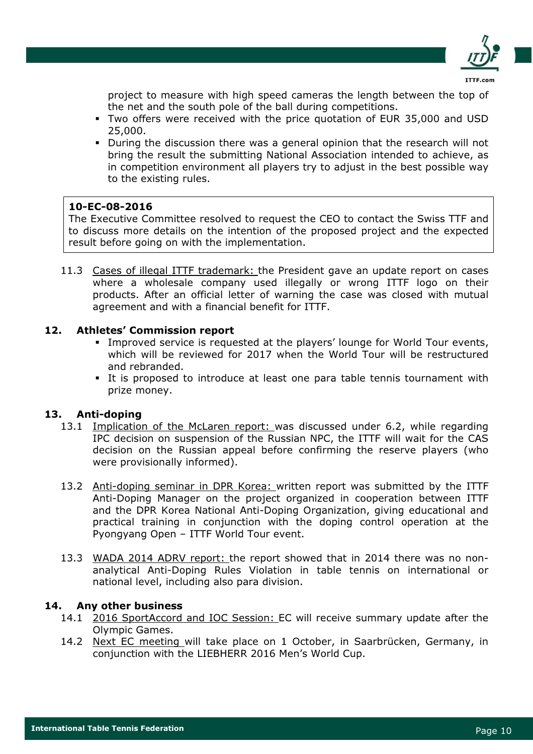project to measure with high speed cameras the length between the top of the net and the south pole of the ball during competitions.

- Two offers were received with the price quotation of EUR 35,000 and USD 25,000.
- During the discussion there was a general opinion that the research will not bring the result the submitting National Association intended to achieve, as in competition environment all players try to adjust in the best possible way to the existing rules.

> **10-EC-08-2016**
> The Executive Committee resolved to request the CEO to contact the Swiss TTF and to discuss more details on the intention of the proposed project and the expected result before going on with the implementation.

11.3 Cases of illegal ITTF trademark: the President gave an update report on cases where a wholesale company used illegally or wrong ITTF logo on their products. After an official letter of warning the case was closed with mutual agreement and with a financial benefit for ITTF.

## 12. Athletes' Commission report

- Improved service is requested at the players' lounge for World Tour events, which will be reviewed for 2017 when the World Tour will be restructured and rebranded.
- It is proposed to introduce at least one para table tennis tournament with prize money.

## 13. Anti-doping

13.1 Implication of the McLaren report: was discussed under 6.2, while regarding IPC decision on suspension of the Russian NPC, the ITTF will wait for the CAS decision on the Russian appeal before confirming the reserve players (who were provisionally informed).

13.2 Anti-doping seminar in DPR Korea: written report was submitted by the ITTF Anti-Doping Manager on the project organized in cooperation between ITTF and the DPR Korea National Anti-Doping Organization, giving educational and practical training in conjunction with the doping control operation at the Pyongyang Open – ITTF World Tour event.

13.3 WADA 2014 ADRV report: the report showed that in 2014 there was no non-analytical Anti-Doping Rules Violation in table tennis on international or national level, including also para division.

## 14. Any other business

14.1 2016 SportAccord and IOC Session: EC will receive summary update after the Olympic Games.

14.2 Next EC meeting will take place on 1 October, in Saarbrücken, Germany, in conjunction with the LIEBHERR 2016 Men's World Cup.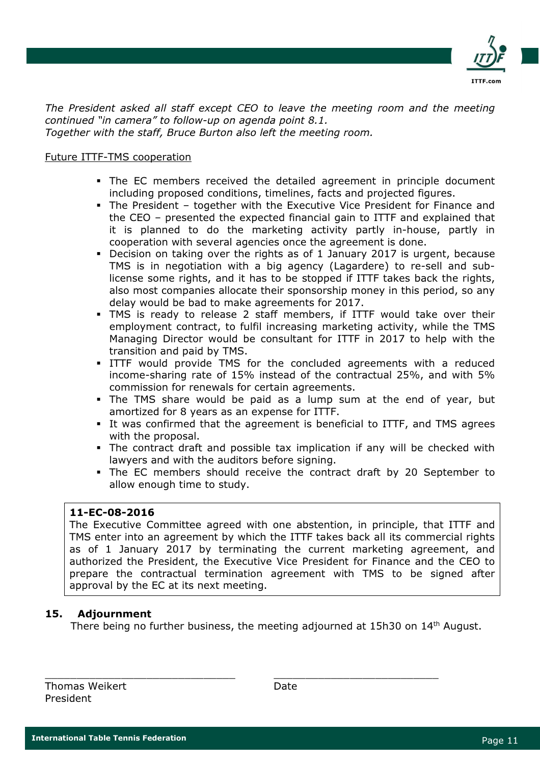*The President asked all staff except CEO to leave the meeting room and the meeting continued "in camera" to follow-up on agenda point 8.1.*
*Together with the staff, Bruce Burton also left the meeting room.*

Future ITTF-TMS cooperation

- The EC members received the detailed agreement in principle document including proposed conditions, timelines, facts and projected figures.
- The President – together with the Executive Vice President for Finance and the CEO – presented the expected financial gain to ITTF and explained that it is planned to do the marketing activity partly in-house, partly in cooperation with several agencies once the agreement is done.
- Decision on taking over the rights as of 1 January 2017 is urgent, because TMS is in negotiation with a big agency (Lagardere) to re-sell and sub-license some rights, and it has to be stopped if ITTF takes back the rights, also most companies allocate their sponsorship money in this period, so any delay would be bad to make agreements for 2017.
- TMS is ready to release 2 staff members, if ITTF would take over their employment contract, to fulfil increasing marketing activity, while the TMS Managing Director would be consultant for ITTF in 2017 to help with the transition and paid by TMS.
- ITTF would provide TMS for the concluded agreements with a reduced income-sharing rate of 15% instead of the contractual 25%, and with 5% commission for renewals for certain agreements.
- The TMS share would be paid as a lump sum at the end of year, but amortized for 8 years as an expense for ITTF.
- It was confirmed that the agreement is beneficial to ITTF, and TMS agrees with the proposal.
- The contract draft and possible tax implication if any will be checked with lawyers and with the auditors before signing.
- The EC members should receive the contract draft by 20 September to allow enough time to study.

**11-EC-08-2016**
The Executive Committee agreed with one abstention, in principle, that ITTF and TMS enter into an agreement by which the ITTF takes back all its commercial rights as of 1 January 2017 by terminating the current marketing agreement, and authorized the President, the Executive Vice President for Finance and the CEO to prepare the contractual termination agreement with TMS to be signed after approval by the EC at its next meeting.

## 15. Adjournment

There being no further business, the meeting adjourned at 15h30 on 14th August.

______________________________ ______________________________

Thomas Weikert Date
President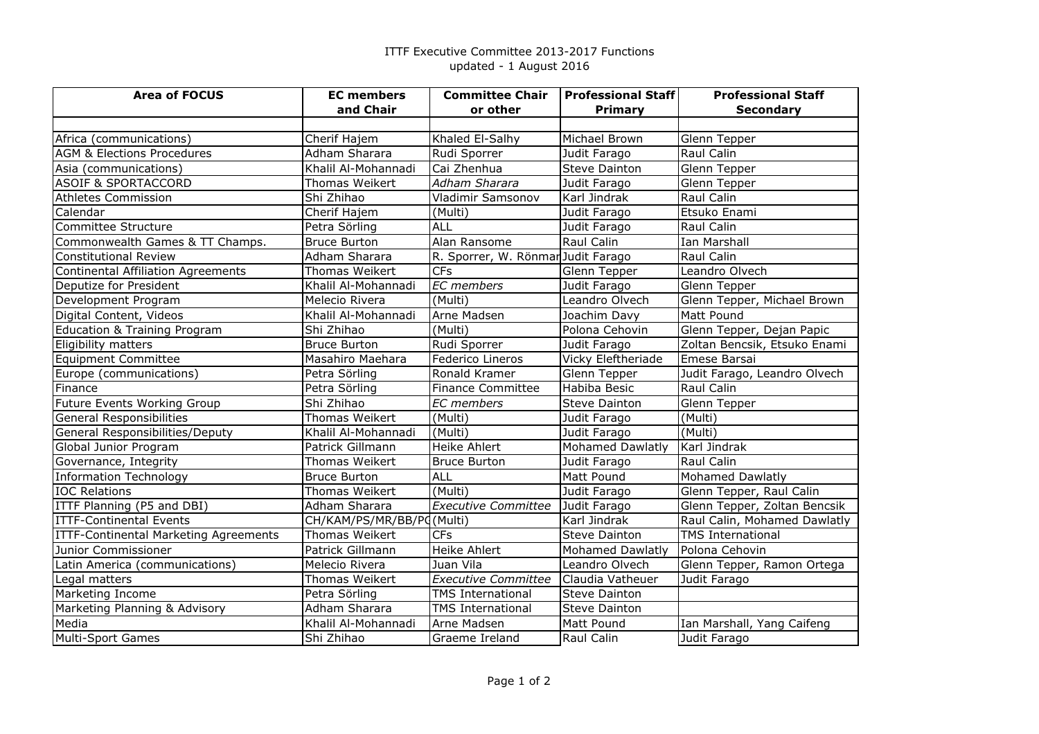ITTF Executive Committee 2013-2017 Functions
updated - 1 August 2016

| Area of FOCUS | EC members and Chair | Committee Chair or other | Professional Staff Primary | Professional Staff Secondary |
|---|---|---|---|---|
| | | | | |
| Africa (communications) | Cherif Hajem | Khaled El-Salhy | Michael Brown | Glenn Tepper |
| AGM & Elections Procedures | Adham Sharara | Rudi Sporrer | Judit Farago | Raul Calin |
| Asia (communications) | Khalil Al-Mohannadi | Cai Zhenhua | Steve Dainton | Glenn Tepper |
| ASOIF & SPORTACCORD | Thomas Weikert | *Adham Sharara* | Judit Farago | Glenn Tepper |
| Athletes Commission | Shi Zhihao | Vladimir Samsonov | Karl Jindrak | Raul Calin |
| Calendar | Cherif Hajem | (Multi) | Judit Farago | Etsuko Enami |
| Committee Structure | Petra Sörling | ALL | Judit Farago | Raul Calin |
| Commonwealth Games & TT Champs. | Bruce Burton | Alan Ransome | Raul Calin | Ian Marshall |
| Constitutional Review | Adham Sharara | R. Sporrer, W. Rönmar | Judit Farago | Raul Calin |
| Continental Affiliation Agreements | Thomas Weikert | CFs | Glenn Tepper | Leandro Olvech |
| Deputize for President | Khalil Al-Mohannadi | *EC members* | Judit Farago | Glenn Tepper |
| Development Program | Melecio Rivera | (Multi) | Leandro Olvech | Glenn Tepper, Michael Brown |
| Digital Content, Videos | Khalil Al-Mohannadi | Arne Madsen | Joachim Davy | Matt Pound |
| Education & Training Program | Shi Zhihao | (Multi) | Polona Cehovin | Glenn Tepper, Dejan Papic |
| Eligibility matters | Bruce Burton | Rudi Sporrer | Judit Farago | Zoltan Bencsik, Etsuko Enami |
| Equipment Committee | Masahiro Maehara | Federico Lineros | Vicky Eleftheriade | Emese Barsai |
| Europe (communications) | Petra Sörling | Ronald Kramer | Glenn Tepper | Judit Farago, Leandro Olvech |
| Finance | Petra Sörling | Finance Committee | Habiba Besic | Raul Calin |
| Future Events Working Group | Shi Zhihao | *EC members* | Steve Dainton | Glenn Tepper |
| General Responsibilities | Thomas Weikert | (Multi) | Judit Farago | (Multi) |
| General Responsibilities/Deputy | Khalil Al-Mohannadi | (Multi) | Judit Farago | (Multi) |
| Global Junior Program | Patrick Gillmann | Heike Ahlert | Mohamed Dawlatly | Karl Jindrak |
| Governance, Integrity | Thomas Weikert | Bruce Burton | Judit Farago | Raul Calin |
| Information Technology | Bruce Burton | ALL | Matt Pound | Mohamed Dawlatly |
| IOC Relations | Thomas Weikert | (Multi) | Judit Farago | Glenn Tepper, Raul Calin |
| ITTF Planning (P5 and DBI) | Adham Sharara | *Executive Committee* | Judit Farago | Glenn Tepper, Zoltan Bencsik |
| ITTF-Continental Events | CH/KAM/PS/MR/BB/P( | (Multi) | Karl Jindrak | Raul Calin, Mohamed Dawlatly |
| ITTF-Continental Marketing Agreements | Thomas Weikert | CFs | Steve Dainton | TMS International |
| Junior Commissioner | Patrick Gillmann | Heike Ahlert | Mohamed Dawlatly | Polona Cehovin |
| Latin America (communications) | Melecio Rivera | Juan Vila | Leandro Olvech | Glenn Tepper, Ramon Ortega |
| Legal matters | Thomas Weikert | *Executive Committee* | Claudia Vatheuer | Judit Farago |
| Marketing Income | Petra Sörling | TMS International | Steve Dainton | |
| Marketing Planning & Advisory | Adham Sharara | TMS International | Steve Dainton | |
| Media | Khalil Al-Mohannadi | Arne Madsen | Matt Pound | Ian Marshall, Yang Caifeng |
| Multi-Sport Games | Shi Zhihao | Graeme Ireland | Raul Calin | Judit Farago |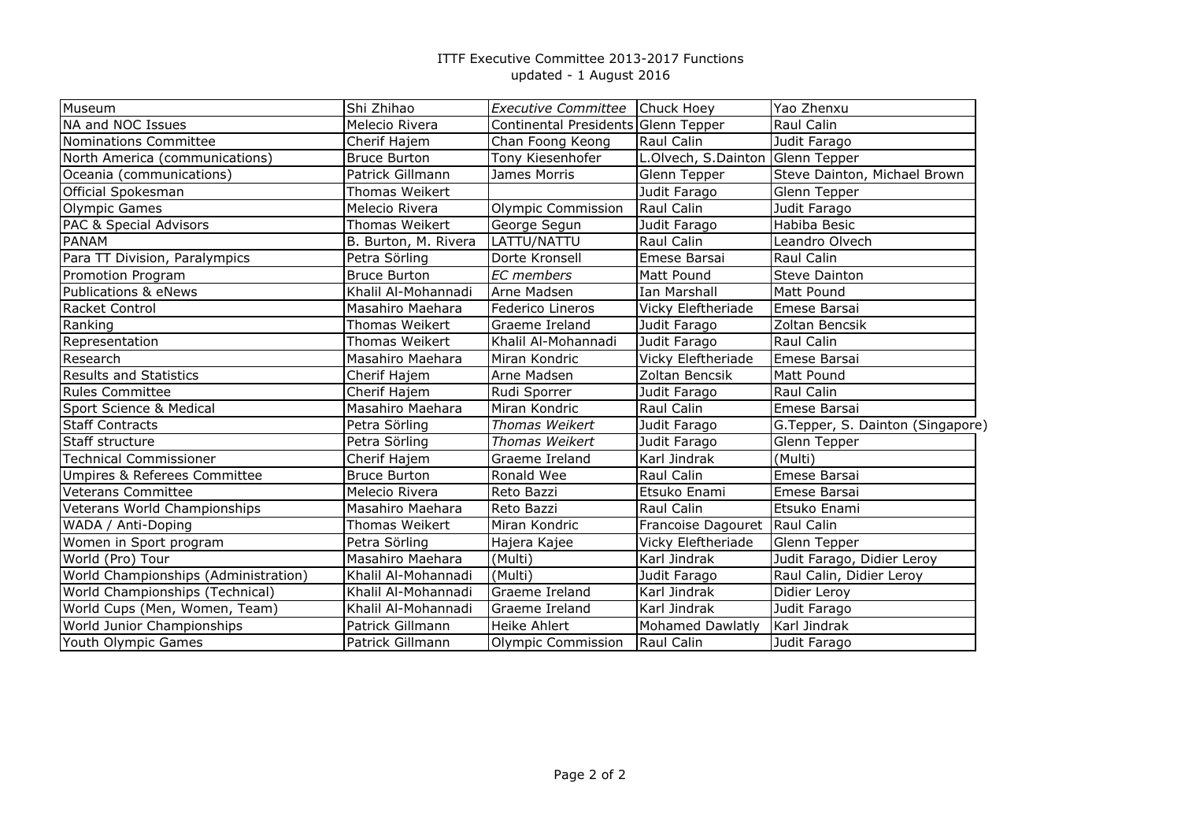ITTF Executive Committee 2013-2017 Functions
updated - 1 August 2016

| | | | | |
|---|---|---|---|---|
| Museum | Shi Zhihao | *Executive Committee* | Chuck Hoey | Yao Zhenxu |
| NA and NOC Issues | Melecio Rivera | Continental Presidents | Glenn Tepper | Raul Calin |
| Nominations Committee | Cherif Hajem | Chan Foong Keong | Raul Calin | Judit Farago |
| North America (communications) | Bruce Burton | Tony Kiesenhofer | L.Olvech, S.Dainton | Glenn Tepper |
| Oceania (communications) | Patrick Gillmann | James Morris | Glenn Tepper | Steve Dainton, Michael Brown |
| Official Spokesman | Thomas Weikert | | Judit Farago | Glenn Tepper |
| Olympic Games | Melecio Rivera | Olympic Commission | Raul Calin | Judit Farago |
| PAC & Special Advisors | Thomas Weikert | George Segun | Judit Farago | Habiba Besic |
| PANAM | B. Burton, M. Rivera | LATTU/NATTU | Raul Calin | Leandro Olvech |
| Para TT Division, Paralympics | Petra Sörling | Dorte Kronsell | Emese Barsai | Raul Calin |
| Promotion Program | Bruce Burton | *EC members* | Matt Pound | Steve Dainton |
| Publications & eNews | Khalil Al-Mohannadi | Arne Madsen | Ian Marshall | Matt Pound |
| Racket Control | Masahiro Maehara | Federico Lineros | Vicky Eleftheriade | Emese Barsai |
| Ranking | Thomas Weikert | Graeme Ireland | Judit Farago | Zoltan Bencsik |
| Representation | Thomas Weikert | Khalil Al-Mohannadi | Judit Farago | Raul Calin |
| Research | Masahiro Maehara | Miran Kondric | Vicky Eleftheriade | Emese Barsai |
| Results and Statistics | Cherif Hajem | Arne Madsen | Zoltan Bencsik | Matt Pound |
| Rules Committee | Cherif Hajem | Rudi Sporrer | Judit Farago | Raul Calin |
| Sport Science & Medical | Masahiro Maehara | Miran Kondric | Raul Calin | Emese Barsai |
| Staff Contracts | Petra Sörling | *Thomas Weikert* | Judit Farago | G.Tepper, S. Dainton (Singapore) |
| Staff structure | Petra Sörling | *Thomas Weikert* | Judit Farago | Glenn Tepper |
| Technical Commissioner | Cherif Hajem | Graeme Ireland | Karl Jindrak | (Multi) |
| Umpires & Referees Committee | Bruce Burton | Ronald Wee | Raul Calin | Emese Barsai |
| Veterans Committee | Melecio Rivera | Reto Bazzi | Etsuko Enami | Emese Barsai |
| Veterans World Championships | Masahiro Maehara | Reto Bazzi | Raul Calin | Etsuko Enami |
| WADA / Anti-Doping | Thomas Weikert | Miran Kondric | Francoise Dagouret | Raul Calin |
| Women in Sport program | Petra Sörling | Hajera Kajee | Vicky Eleftheriade | Glenn Tepper |
| World (Pro) Tour | Masahiro Maehara | (Multi) | Karl Jindrak | Judit Farago, Didier Leroy |
| World Championships (Administration) | Khalil Al-Mohannadi | (Multi) | Judit Farago | Raul Calin, Didier Leroy |
| World Championships (Technical) | Khalil Al-Mohannadi | Graeme Ireland | Karl Jindrak | Didier Leroy |
| World Cups (Men, Women, Team) | Khalil Al-Mohannadi | Graeme Ireland | Karl Jindrak | Judit Farago |
| World Junior Championships | Patrick Gillmann | Heike Ahlert | Mohamed Dawlatly | Karl Jindrak |
| Youth Olympic Games | Patrick Gillmann | Olympic Commission | Raul Calin | Judit Farago |